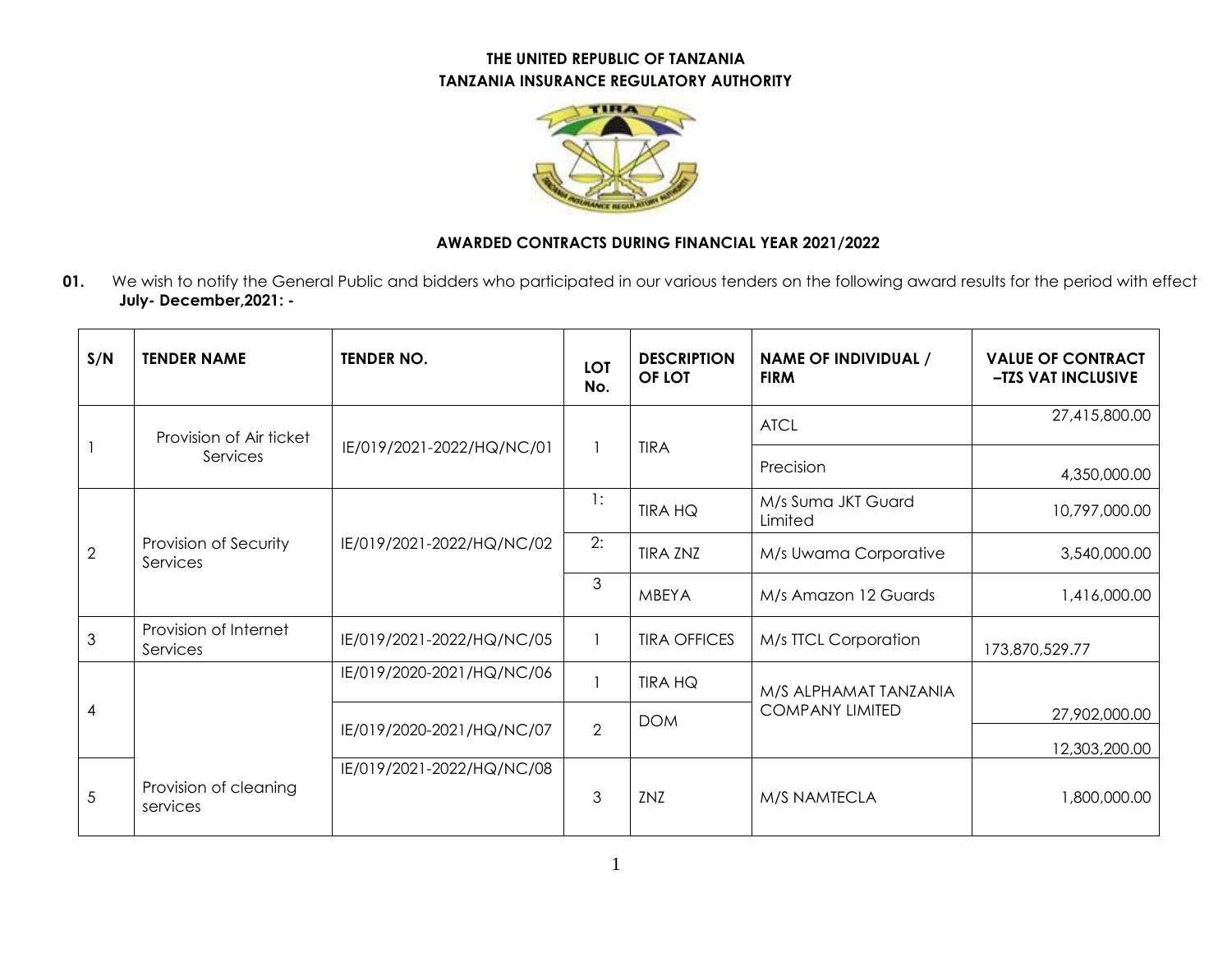**THE UNITED REPUBLIC OF TANZANIA**
**TANZANIA INSURANCE REGULATORY AUTHORITY**

## AWARDED CONTRACTS DURING FINANCIAL YEAR 2021/2022

**01.** We wish to notify the General Public and bidders who participated in our various tenders on the following award results for the period with effect **July- December,2021: -**

| S/N | TENDER NAME | TENDER NO. | LOT No. | DESCRIPTION OF LOT | NAME OF INDIVIDUAL / FIRM | VALUE OF CONTRACT –TZS VAT INCLUSIVE |
|---|---|---|---|---|---|---|
| 1 | Provision of Air ticket Services | IE/019/2021-2022/HQ/NC/01 | 1 | TIRA | ATCL | 27,415,800.00 |
| | | | | | Precision | 4,350,000.00 |
| 2 | Provision of Security Services | IE/019/2021-2022/HQ/NC/02 | 1: | TIRA HQ | M/s Suma JKT Guard Limited | 10,797,000.00 |
| | | | 2: | TIRA ZNZ | M/s Uwama Corporative | 3,540,000.00 |
| | | | 3 | MBEYA | M/s Amazon 12 Guards | 1,416,000.00 |
| 3 | Provision of Internet Services | IE/019/2021-2022/HQ/NC/05 | 1 | TIRA OFFICES | M/s TTCL Corporation | 173,870,529.77 |
| 4 | Provision of cleaning services | IE/019/2020-2021/HQ/NC/06 | 1 | TIRA HQ | M/S ALPHAMAT TANZANIA COMPANY LIMITED | 27,902,000.00 |
| | | IE/019/2020-2021/HQ/NC/07 | 2 | DOM | | 12,303,200.00 |
| 5 | | IE/019/2021-2022/HQ/NC/08 | 3 | ZNZ | M/S NAMTECLA | 1,800,000.00 |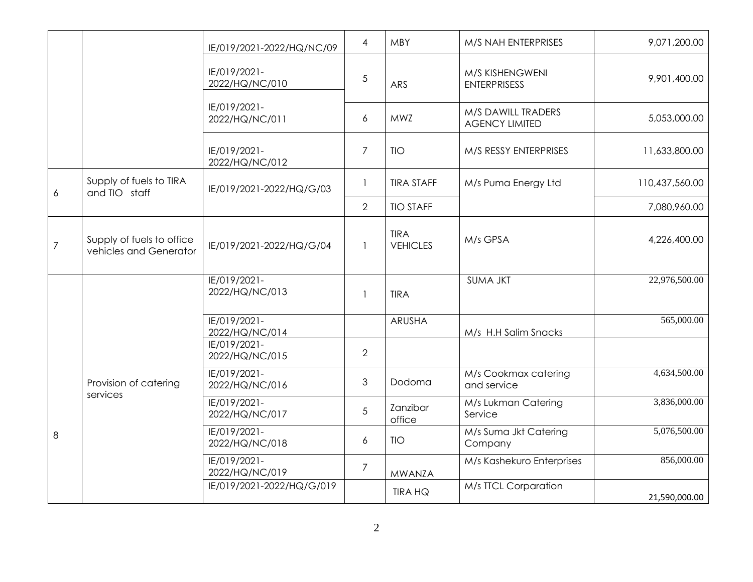| | | IE/019/2021-2022/HQ/NC/09 | 4 | MBY | M/S NAH ENTERPRISES | 9,071,200.00 |
|---|---|---|---|---|---|---|
| | | IE/019/2021-2022/HQ/NC/010 | 5 | ARS | M/S KISHENGWENI ENTERPRISESS | 9,901,400.00 |
| | | IE/019/2021-2022/HQ/NC/011 | 6 | MWZ | M/S DAWILL TRADERS AGENCY LIMITED | 5,053,000.00 |
| | | IE/019/2021-2022/HQ/NC/012 | 7 | TIO | M/S RESSY ENTERPRISES | 11,633,800.00 |
| 6 | Supply of fuels to TIRA and TIO staff | IE/019/2021-2022/HQ/G/03 | 1 | TIRA STAFF | M/s Puma Energy Ltd | 110,437,560.00 |
| | | | 2 | TIO STAFF | | 7,080,960.00 |
| 7 | Supply of fuels to office vehicles and Generator | IE/019/2021-2022/HQ/G/04 | 1 | TIRA VEHICLES | M/s GPSA | 4,226,400.00 |
| 8 | Provision of catering services | IE/019/2021-2022/HQ/NC/013 | 1 | TIRA | SUMA JKT | 22,976,500.00 |
| | | IE/019/2021-2022/HQ/NC/014 | | ARUSHA | M/s H.H Salim Snacks | 565,000.00 |
| | | IE/019/2021-2022/HQ/NC/015 | 2 | | | |
| | | IE/019/2021-2022/HQ/NC/016 | 3 | Dodoma | M/s Cookmax catering and service | 4,634,500.00 |
| | | IE/019/2021-2022/HQ/NC/017 | 5 | Zanzibar office | M/s Lukman Catering Service | 3,836,000.00 |
| | | IE/019/2021-2022/HQ/NC/018 | 6 | TIO | M/s Suma Jkt Catering Company | 5,076,500.00 |
| | | IE/019/2021-2022/HQ/NC/019 | 7 | MWANZA | M/s Kashekuro Enterprises | 856,000.00 |
| | | IE/019/2021-2022/HQ/G/019 | | TIRA HQ | M/s TTCL Corparation | 21,590,000.00 |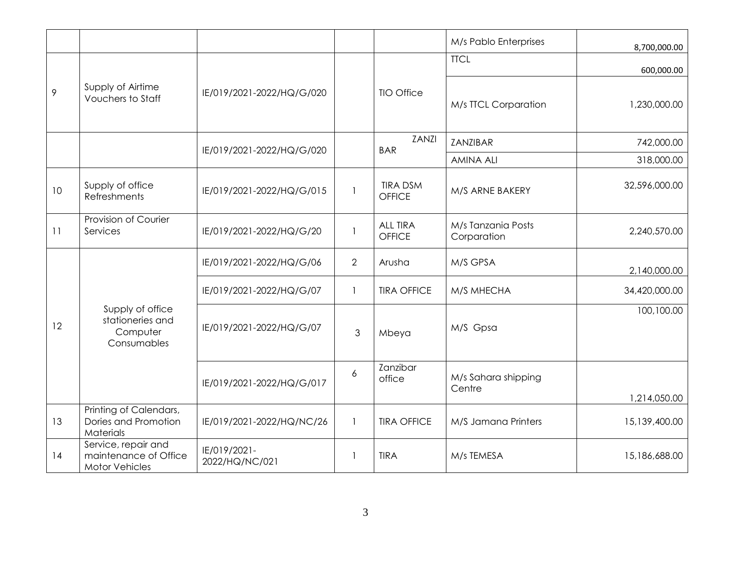| | | | | | | |
|---|---|---|---|---|---|---|
| | | | | | M/s Pablo Enterprises | 8,700,000.00 |
| 9 | Supply of Airtime Vouchers to Staff | IE/019/2021-2022/HQ/G/020 | | TIO Office | TTCL | 600,000.00 |
| | | | | | M/s TTCL Corparation | 1,230,000.00 |
| | | IE/019/2021-2022/HQ/G/020 | | ZANZI BAR | ZANZIBAR | 742,000.00 |
| | | | | | AMINA ALI | 318,000.00 |
| 10 | Supply of office Refreshments | IE/019/2021-2022/HQ/G/015 | 1 | TIRA DSM OFFICE | M/S ARNE BAKERY | 32,596,000.00 |
| 11 | Provision of Courier Services | IE/019/2021-2022/HQ/G/20 | 1 | ALL TIRA OFFICE | M/s Tanzania Posts Corporation | 2,240,570.00 |
| 12 | Supply of office stationeries and Computer Consumables | IE/019/2021-2022/HQ/G/06 | 2 | Arusha | M/S GPSA | 2,140,000.00 |
| | | IE/019/2021-2022/HQ/G/07 | 1 | TIRA OFFICE | M/S MHECHA | 34,420,000.00 |
| | | IE/019/2021-2022/HQ/G/07 | 3 | Mbeya | M/S Gpsa | 100,100.00 |
| | | IE/019/2021-2022/HQ/G/017 | 6 | Zanzibar office | M/s Sahara shipping Centre | 1,214,050.00 |
| 13 | Printing of Calendars, Dories and Promotion Materials | IE/019/2021-2022/HQ/NC/26 | 1 | TIRA OFFICE | M/S Jamana Printers | 15,139,400.00 |
| 14 | Service, repair and maintenance of Office Motor Vehicles | IE/019/2021-2022/HQ/NC/021 | 1 | TIRA | M/s TEMESA | 15,186,688.00 |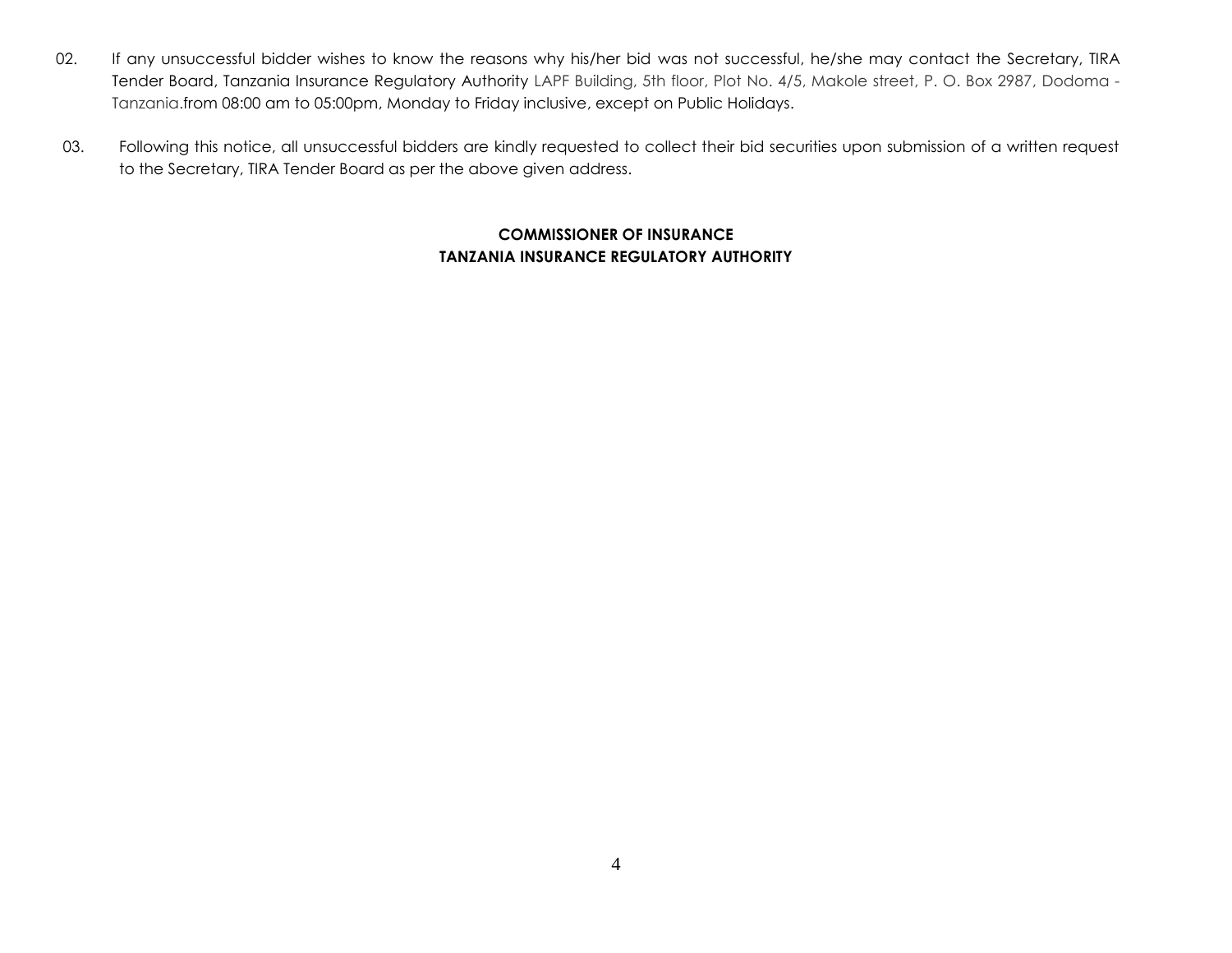02. If any unsuccessful bidder wishes to know the reasons why his/her bid was not successful, he/she may contact the Secretary, TIRA Tender Board, Tanzania Insurance Regulatory Authority LAPF Building, 5th floor, Plot No. 4/5, Makole street, P. O. Box 2987, Dodoma - Tanzania.from 08:00 am to 05:00pm, Monday to Friday inclusive, except on Public Holidays.

03. Following this notice, all unsuccessful bidders are kindly requested to collect their bid securities upon submission of a written request to the Secretary, TIRA Tender Board as per the above given address.

**COMMISSIONER OF INSURANCE**
**TANZANIA INSURANCE REGULATORY AUTHORITY**